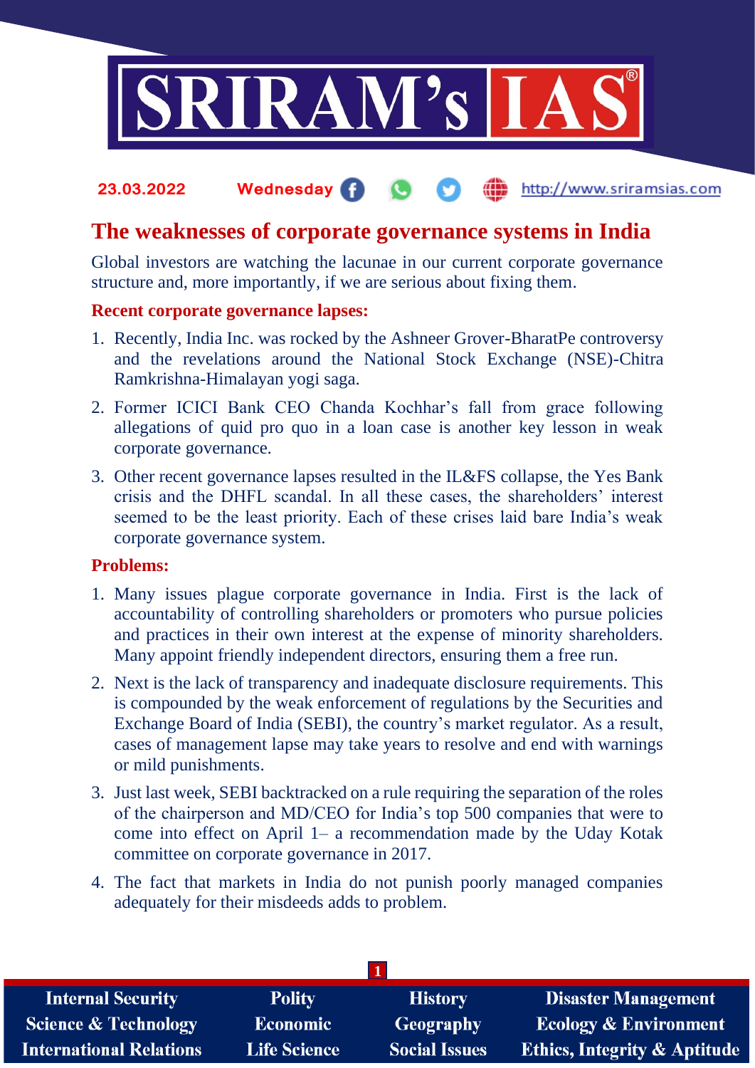23.03.2022 Wednesday

# The weaknesses of corporate governance systems in India

Global investors are watching the lacunae in our current corporate governance structure and, more importantly, if we are serious about fixing them.

**Recent corporate governance lapses:**

1. Recently, India Inc. was rocked by the Ashneer Grover-BharatPe controversy and the revelations around the National Stock Exchange (NSE)-Chitra Ramkrishna-Himalayan yogi saga.
2. Former ICICI Bank CEO Chanda Kochhar's fall from grace following allegations of quid pro quo in a loan case is another key lesson in weak corporate governance.
3. Other recent governance lapses resulted in the IL&FS collapse, the Yes Bank crisis and the DHFL scandal. In all these cases, the shareholders' interest seemed to be the least priority. Each of these crises laid bare India's weak corporate governance system.

**Problems:**

1. Many issues plague corporate governance in India. First is the lack of accountability of controlling shareholders or promoters who pursue policies and practices in their own interest at the expense of minority shareholders. Many appoint friendly independent directors, ensuring them a free run.
2. Next is the lack of transparency and inadequate disclosure requirements. This is compounded by the weak enforcement of regulations by the Securities and Exchange Board of India (SEBI), the country's market regulator. As a result, cases of management lapse may take years to resolve and end with warnings or mild punishments.
3. Just last week, SEBI backtracked on a rule requiring the separation of the roles of the chairperson and MD/CEO for India's top 500 companies that were to come into effect on April 1– a recommendation made by the Uday Kotak committee on corporate governance in 2017.
4. The fact that markets in India do not punish poorly managed companies adequately for their misdeeds adds to problem.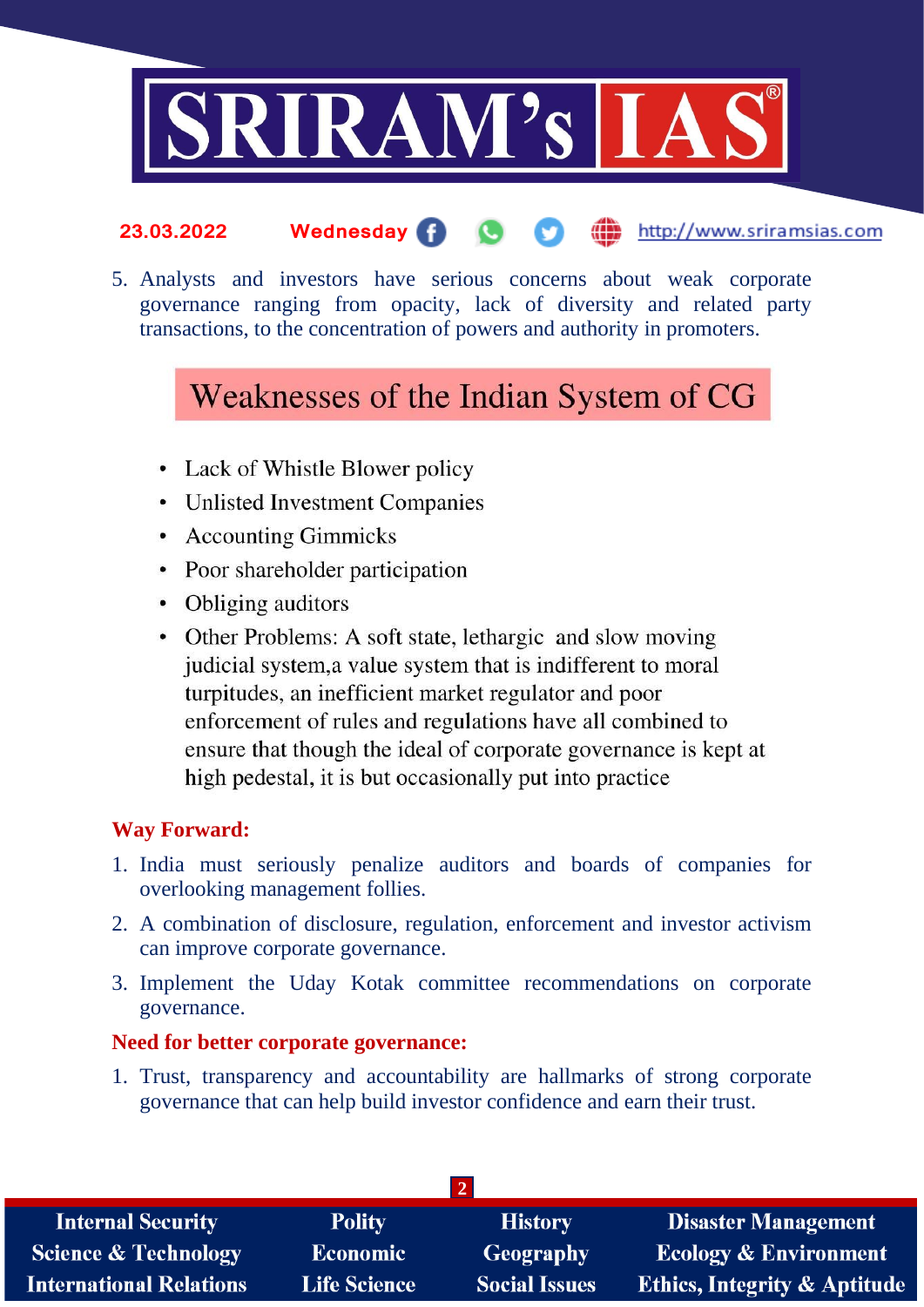5. Analysts and investors have serious concerns about weak corporate governance ranging from opacity, lack of diversity and related party transactions, to the concentration of powers and authority in promoters.

## Weaknesses of the Indian System of CG

- Lack of Whistle Blower policy
- Unlisted Investment Companies
- Accounting Gimmicks
- Poor shareholder participation
- Obliging auditors
- Other Problems: A soft state, lethargic and slow moving judicial system,a value system that is indifferent to moral turpitudes, an inefficient market regulator and poor enforcement of rules and regulations have all combined to ensure that though the ideal of corporate governance is kept at high pedestal, it is but occasionally put into practice

**Way Forward:**

1. India must seriously penalize auditors and boards of companies for overlooking management follies.
2. A combination of disclosure, regulation, enforcement and investor activism can improve corporate governance.
3. Implement the Uday Kotak committee recommendations on corporate governance.

**Need for better corporate governance:**

1. Trust, transparency and accountability are hallmarks of strong corporate governance that can help build investor confidence and earn their trust.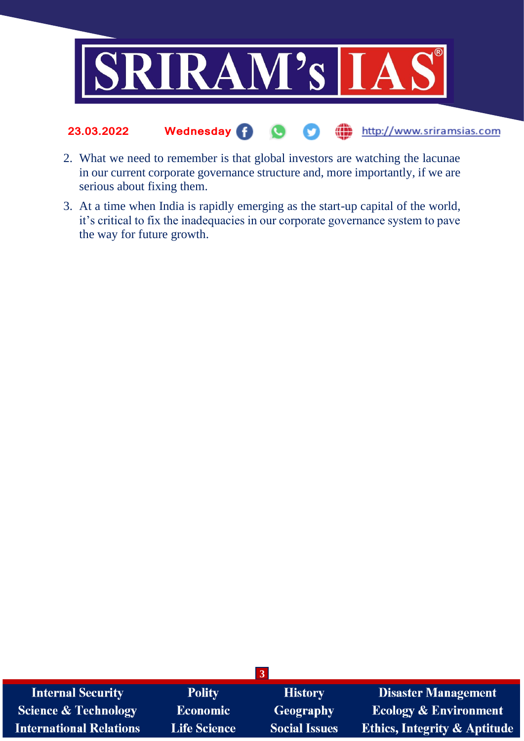2. What we need to remember is that global investors are watching the lacunae in our current corporate governance structure and, more importantly, if we are serious about fixing them.
3. At a time when India is rapidly emerging as the start-up capital of the world, it's critical to fix the inadequacies in our corporate governance system to pave the way for future growth.